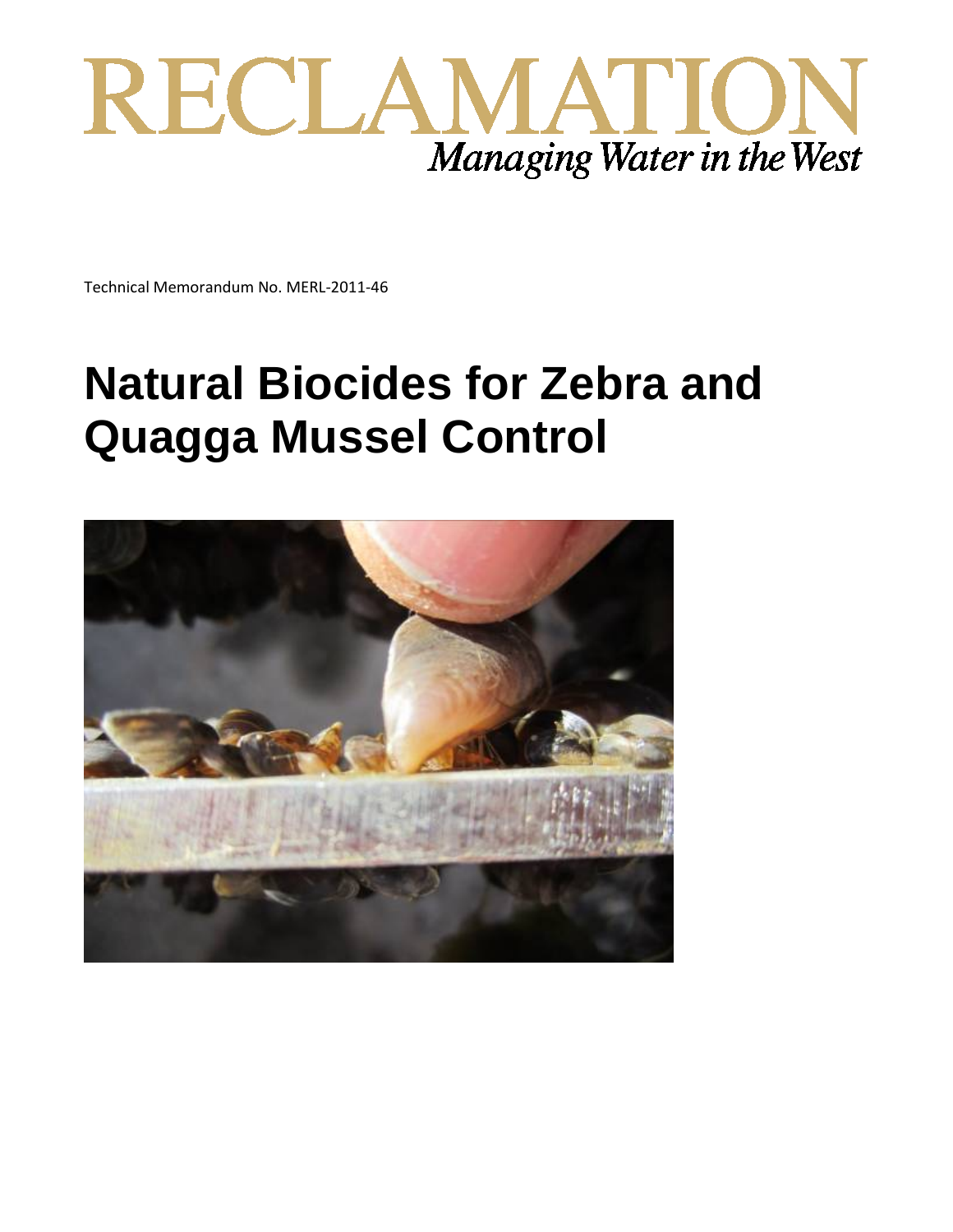RECLAMATION

*Managing Water in the West*

Technical Memorandum No. MERL-2011-46

# Natural Biocides for Zebra and Quagga Mussel Control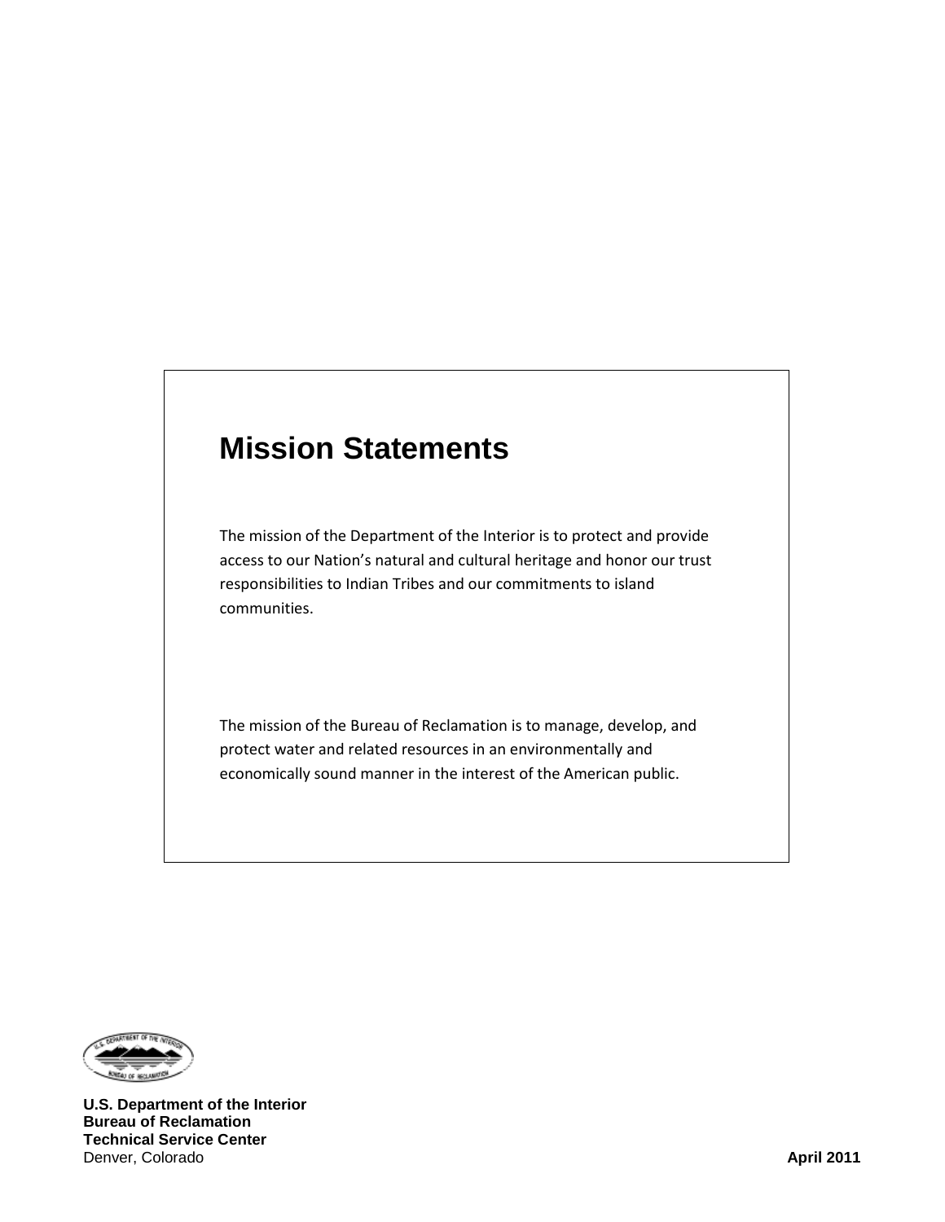# Mission Statements

The mission of the Department of the Interior is to protect and provide access to our Nation's natural and cultural heritage and honor our trust responsibilities to Indian Tribes and our commitments to island communities.

The mission of the Bureau of Reclamation is to manage, develop, and protect water and related resources in an environmentally and economically sound manner in the interest of the American public.

**U.S. Department of the Interior**
**Bureau of Reclamation**
**Technical Service Center**
Denver, Colorado

**April 2011**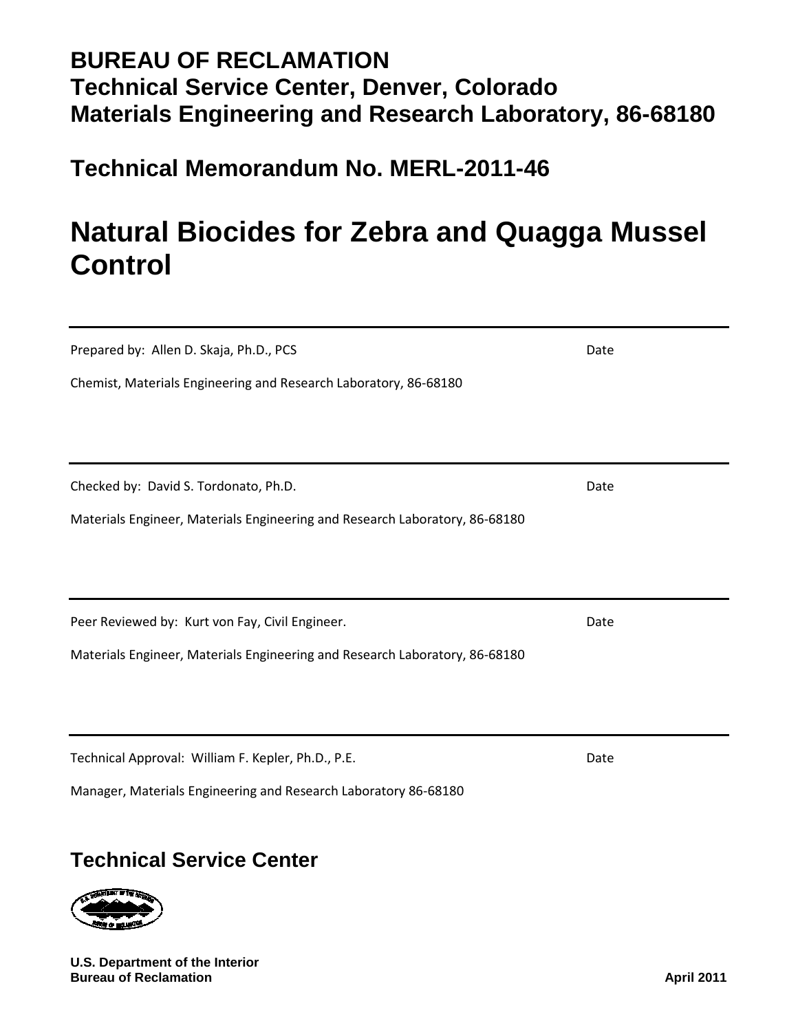# BUREAU OF RECLAMATION
# Technical Service Center, Denver, Colorado
# Materials Engineering and Research Laboratory, 86-68180

## Technical Memorandum No. MERL-2011-46

# Natural Biocides for Zebra and Quagga Mussel Control

---

Prepared by: Allen D. Skaja, Ph.D., PCS Date

Chemist, Materials Engineering and Research Laboratory, 86-68180

---

Checked by: David S. Tordonato, Ph.D. Date

Materials Engineer, Materials Engineering and Research Laboratory, 86-68180

---

Peer Reviewed by: Kurt von Fay, Civil Engineer. Date

Materials Engineer, Materials Engineering and Research Laboratory, 86-68180

---

Technical Approval: William F. Kepler, Ph.D., P.E. Date

Manager, Materials Engineering and Research Laboratory 86-68180

## Technical Service Center

**U.S. Department of the Interior**
**Bureau of Reclamation**

**April 2011**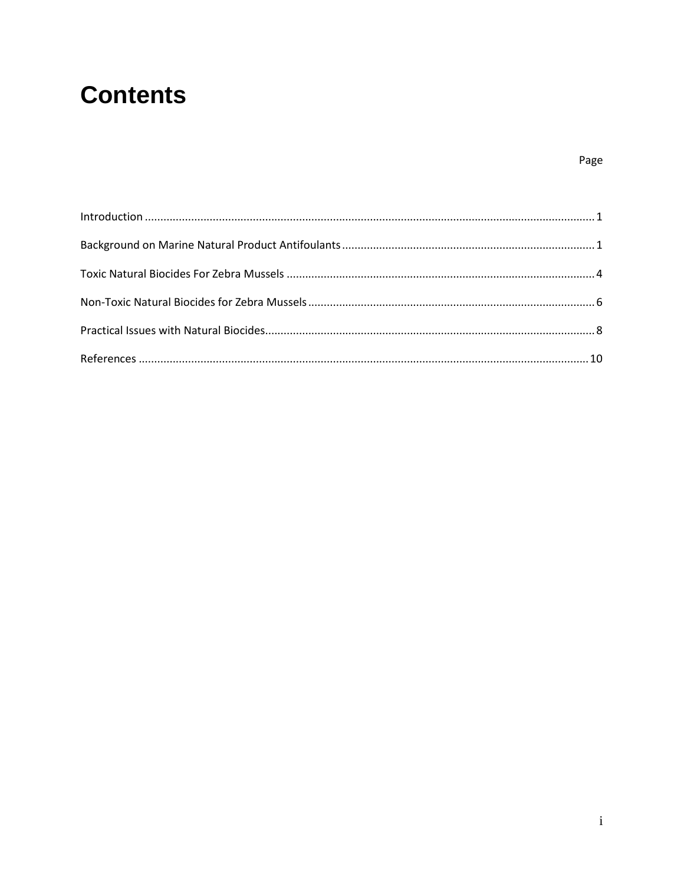# Contents

Page

Introduction ............................................................ 1

Background on Marine Natural Product Antifoulants ............................................................ 1

Toxic Natural Biocides For Zebra Mussels ............................................................ 4

Non-Toxic Natural Biocides for Zebra Mussels ............................................................ 6

Practical Issues with Natural Biocides ............................................................ 8

References ............................................................ 10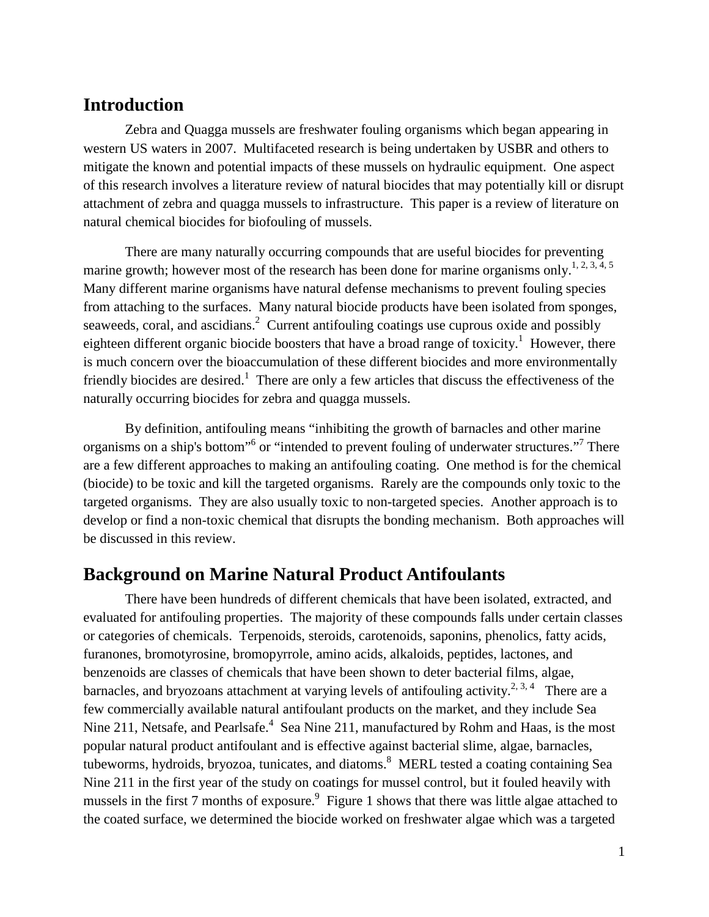## Introduction

Zebra and Quagga mussels are freshwater fouling organisms which began appearing in western US waters in 2007. Multifaceted research is being undertaken by USBR and others to mitigate the known and potential impacts of these mussels on hydraulic equipment. One aspect of this research involves a literature review of natural biocides that may potentially kill or disrupt attachment of zebra and quagga mussels to infrastructure. This paper is a review of literature on natural chemical biocides for biofouling of mussels.

There are many naturally occurring compounds that are useful biocides for preventing marine growth; however most of the research has been done for marine organisms only.[1, 2, 3, 4, 5] Many different marine organisms have natural defense mechanisms to prevent fouling species from attaching to the surfaces. Many natural biocide products have been isolated from sponges, seaweeds, coral, and ascidians.[2] Current antifouling coatings use cuprous oxide and possibly eighteen different organic biocide boosters that have a broad range of toxicity.[1] However, there is much concern over the bioaccumulation of these different biocides and more environmentally friendly biocides are desired.[1] There are only a few articles that discuss the effectiveness of the naturally occurring biocides for zebra and quagga mussels.

By definition, antifouling means "inhibiting the growth of barnacles and other marine organisms on a ship's bottom"[6] or "intended to prevent fouling of underwater structures."[7] There are a few different approaches to making an antifouling coating. One method is for the chemical (biocide) to be toxic and kill the targeted organisms. Rarely are the compounds only toxic to the targeted organisms. They are also usually toxic to non-targeted species. Another approach is to develop or find a non-toxic chemical that disrupts the bonding mechanism. Both approaches will be discussed in this review.

## Background on Marine Natural Product Antifoulants

There have been hundreds of different chemicals that have been isolated, extracted, and evaluated for antifouling properties. The majority of these compounds falls under certain classes or categories of chemicals. Terpenoids, steroids, carotenoids, saponins, phenolics, fatty acids, furanones, bromotyrosine, bromopyrrole, amino acids, alkaloids, peptides, lactones, and benzenoids are classes of chemicals that have been shown to deter bacterial films, algae, barnacles, and bryozoans attachment at varying levels of antifouling activity.[2, 3, 4] There are a few commercially available natural antifoulant products on the market, and they include Sea Nine 211, Netsafe, and Pearlsafe.[4] Sea Nine 211, manufactured by Rohm and Haas, is the most popular natural product antifoulant and is effective against bacterial slime, algae, barnacles, tubeworms, hydroids, bryozoa, tunicates, and diatoms.[8] MERL tested a coating containing Sea Nine 211 in the first year of the study on coatings for mussel control, but it fouled heavily with mussels in the first 7 months of exposure.[9] Figure 1 shows that there was little algae attached to the coated surface, we determined the biocide worked on freshwater algae which was a targeted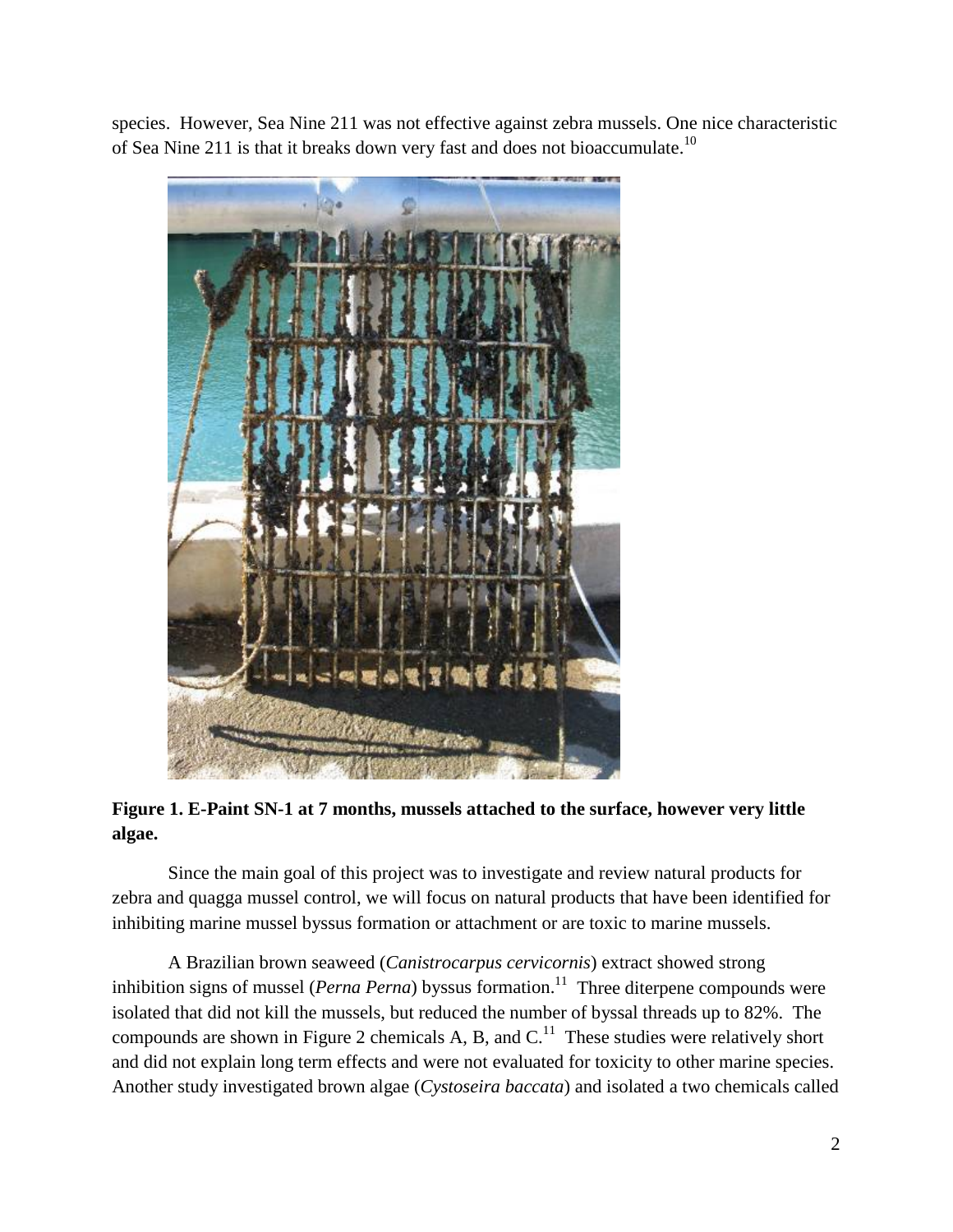species. However, Sea Nine 211 was not effective against zebra mussels. One nice characteristic of Sea Nine 211 is that it breaks down very fast and does not bioaccumulate.[10]

**Figure 1. E-Paint SN-1 at 7 months, mussels attached to the surface, however very little algae.**

Since the main goal of this project was to investigate and review natural products for zebra and quagga mussel control, we will focus on natural products that have been identified for inhibiting marine mussel byssus formation or attachment or are toxic to marine mussels.

A Brazilian brown seaweed (*Canistrocarpus cervicornis*) extract showed strong inhibition signs of mussel (*Perna Perna*) byssus formation.[11] Three diterpene compounds were isolated that did not kill the mussels, but reduced the number of byssal threads up to 82%. The compounds are shown in Figure 2 chemicals A, B, and C.[11] These studies were relatively short and did not explain long term effects and were not evaluated for toxicity to other marine species. Another study investigated brown algae (*Cystoseira baccata*) and isolated a two chemicals called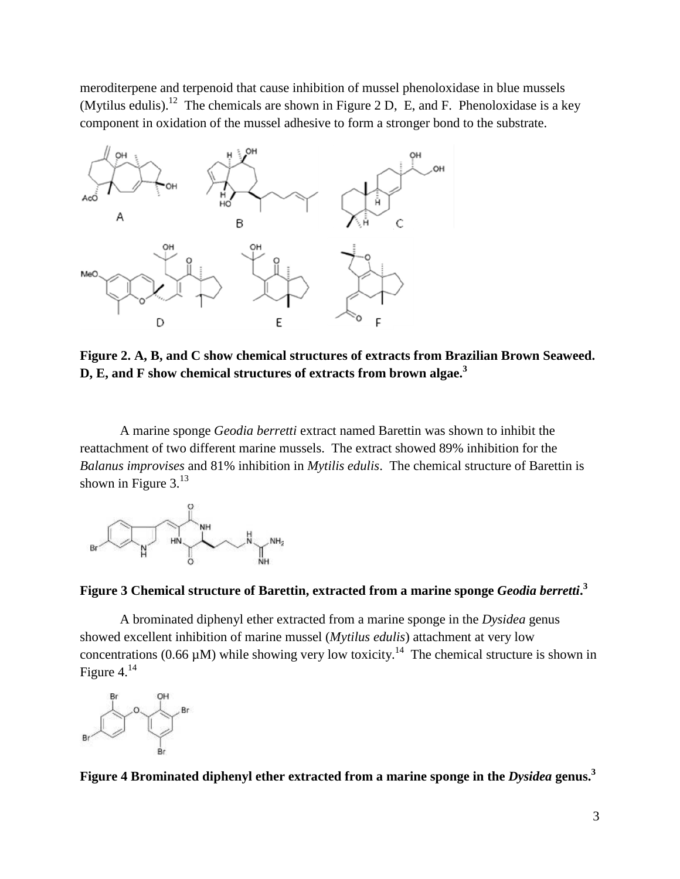meroditerpene and terpenoid that cause inhibition of mussel phenoloxidase in blue mussels (Mytilus edulis).[12] The chemicals are shown in Figure 2 D, E, and F. Phenoloxidase is a key component in oxidation of the mussel adhesive to form a stronger bond to the substrate.

**Figure 2. A, B, and C show chemical structures of extracts from Brazilian Brown Seaweed. D, E, and F show chemical structures of extracts from brown algae.[3]**

A marine sponge *Geodia berretti* extract named Barettin was shown to inhibit the reattachment of two different marine mussels. The extract showed 89% inhibition for the *Balanus improvises* and 81% inhibition in *Mytilis edulis*. The chemical structure of Barettin is shown in Figure 3.[13]

**Figure 3 Chemical structure of Barettin, extracted from a marine sponge *Geodia berretti*.[3]**

A brominated diphenyl ether extracted from a marine sponge in the *Dysidea* genus showed excellent inhibition of marine mussel (*Mytilus edulis*) attachment at very low concentrations (0.66 µM) while showing very low toxicity.[14] The chemical structure is shown in Figure 4.[14]

**Figure 4 Brominated diphenyl ether extracted from a marine sponge in the *Dysidea* genus.[3]**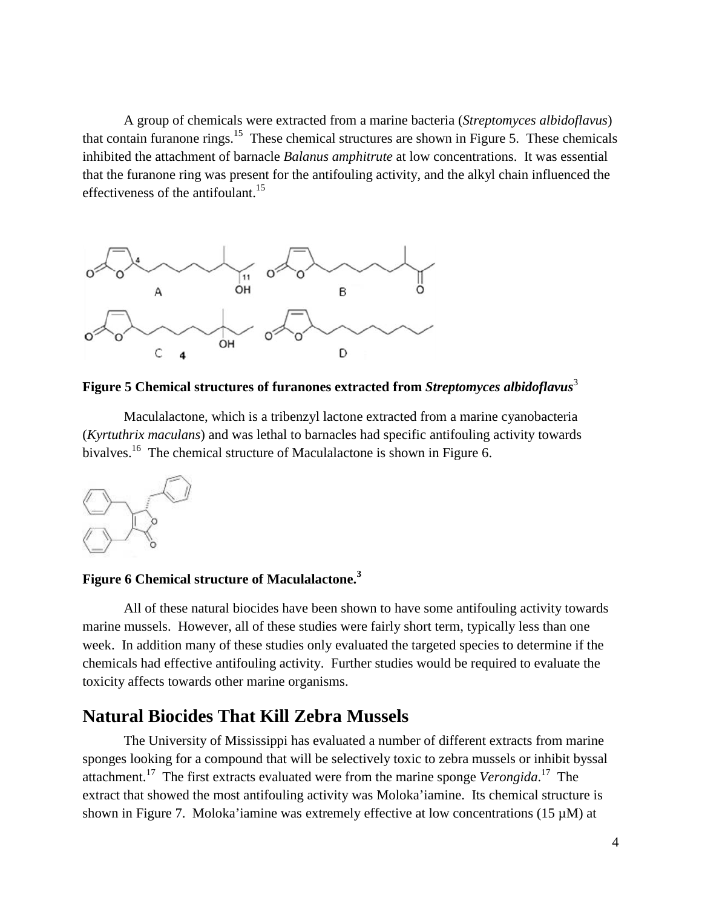A group of chemicals were extracted from a marine bacteria (*Streptomyces albidoflavus*) that contain furanone rings.[15] These chemical structures are shown in Figure 5. These chemicals inhibited the attachment of barnacle *Balanus amphitrute* at low concentrations. It was essential that the furanone ring was present for the antifouling activity, and the alkyl chain influenced the effectiveness of the antifoulant.[15]

**Figure 5 Chemical structures of furanones extracted from *Streptomyces albidoflavus*[3]**

Maculalactone, which is a tribenzyl lactone extracted from a marine cyanobacteria (*Kyrtuthrix maculans*) and was lethal to barnacles had specific antifouling activity towards bivalves.[16] The chemical structure of Maculalactone is shown in Figure 6.

**Figure 6 Chemical structure of Maculalactone.[3]**

All of these natural biocides have been shown to have some antifouling activity towards marine mussels. However, all of these studies were fairly short term, typically less than one week. In addition many of these studies only evaluated the targeted species to determine if the chemicals had effective antifouling activity. Further studies would be required to evaluate the toxicity affects towards other marine organisms.

## Natural Biocides That Kill Zebra Mussels

The University of Mississippi has evaluated a number of different extracts from marine sponges looking for a compound that will be selectively toxic to zebra mussels or inhibit byssal attachment.[17] The first extracts evaluated were from the marine sponge *Verongida*.[17] The extract that showed the most antifouling activity was Moloka'iamine. Its chemical structure is shown in Figure 7. Moloka'iamine was extremely effective at low concentrations (15 µM) at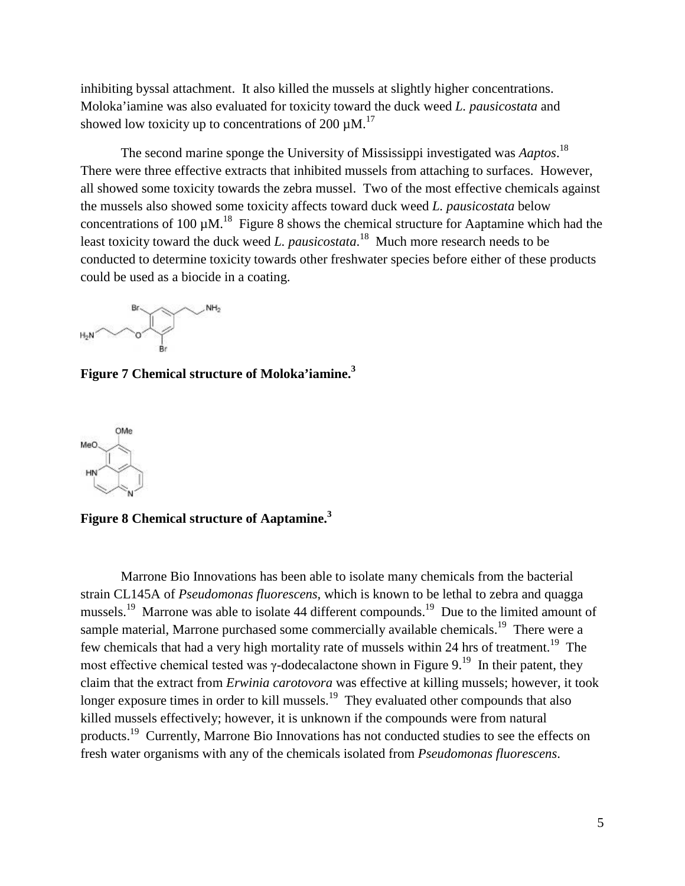inhibiting byssal attachment. It also killed the mussels at slightly higher concentrations. Moloka'iamine was also evaluated for toxicity toward the duck weed *L. pausicostata* and showed low toxicity up to concentrations of 200 µM.[17]

The second marine sponge the University of Mississippi investigated was *Aaptos*.[18] There were three effective extracts that inhibited mussels from attaching to surfaces. However, all showed some toxicity towards the zebra mussel. Two of the most effective chemicals against the mussels also showed some toxicity affects toward duck weed *L. pausicostata* below concentrations of 100 µM.[18] Figure 8 shows the chemical structure for Aaptamine which had the least toxicity toward the duck weed *L. pausicostata*.[18] Much more research needs to be conducted to determine toxicity towards other freshwater species before either of these products could be used as a biocide in a coating.

**Figure 7 Chemical structure of Moloka'iamine.[3]**

**Figure 8 Chemical structure of Aaptamine.[3]**

Marrone Bio Innovations has been able to isolate many chemicals from the bacterial strain CL145A of *Pseudomonas fluorescens*, which is known to be lethal to zebra and quagga mussels.[19] Marrone was able to isolate 44 different compounds.[19] Due to the limited amount of sample material, Marrone purchased some commercially available chemicals.[19] There were a few chemicals that had a very high mortality rate of mussels within 24 hrs of treatment.[19] The most effective chemical tested was γ-dodecalactone shown in Figure 9.[19] In their patent, they claim that the extract from *Erwinia carotovora* was effective at killing mussels; however, it took longer exposure times in order to kill mussels.[19] They evaluated other compounds that also killed mussels effectively; however, it is unknown if the compounds were from natural products.[19] Currently, Marrone Bio Innovations has not conducted studies to see the effects on fresh water organisms with any of the chemicals isolated from *Pseudomonas fluorescens*.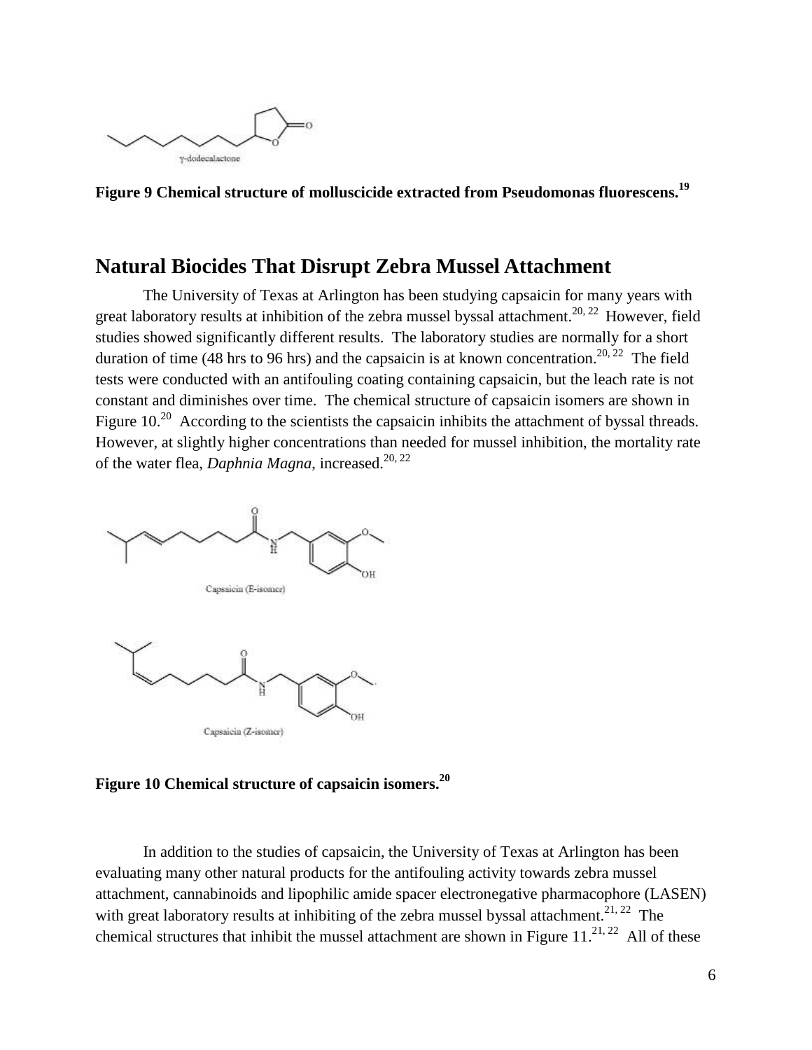**Figure 9 Chemical structure of molluscicide extracted from Pseudomonas fluorescens.[19]**

## Natural Biocides That Disrupt Zebra Mussel Attachment

The University of Texas at Arlington has been studying capsaicin for many years with great laboratory results at inhibition of the zebra mussel byssal attachment.[20, 22] However, field studies showed significantly different results. The laboratory studies are normally for a short duration of time (48 hrs to 96 hrs) and the capsaicin is at known concentration.[20, 22] The field tests were conducted with an antifouling coating containing capsaicin, but the leach rate is not constant and diminishes over time. The chemical structure of capsaicin isomers are shown in Figure 10.[20] According to the scientists the capsaicin inhibits the attachment of byssal threads. However, at slightly higher concentrations than needed for mussel inhibition, the mortality rate of the water flea, *Daphnia Magna,* increased.[20, 22]

**Figure 10 Chemical structure of capsaicin isomers.[20]**

In addition to the studies of capsaicin, the University of Texas at Arlington has been evaluating many other natural products for the antifouling activity towards zebra mussel attachment, cannabinoids and lipophilic amide spacer electronegative pharmacophore (LASEN) with great laboratory results at inhibiting of the zebra mussel byssal attachment.[21, 22] The chemical structures that inhibit the mussel attachment are shown in Figure 11.[21, 22] All of these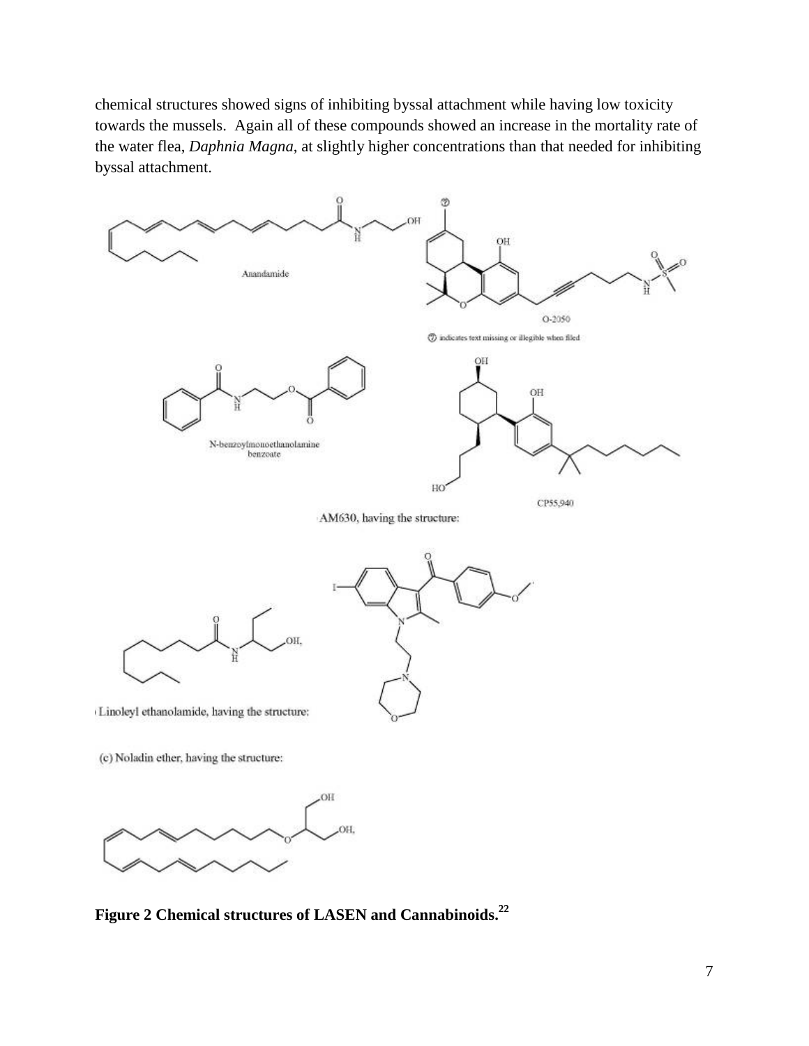chemical structures showed signs of inhibiting byssal attachment while having low toxicity towards the mussels. Again all of these compounds showed an increase in the mortality rate of the water flea, *Daphnia Magna*, at slightly higher concentrations than that needed for inhibiting byssal attachment.

Anandamide

O-2050

⑦ indicates text missing or illegible when filed

N-benzoylmonoethanolamine benzoate

CP55,940

AM630, having the structure:

Linoleyl ethanolamide, having the structure:

(c) Noladin ether, having the structure:

**Figure 2 Chemical structures of LASEN and Cannabinoids.[22]**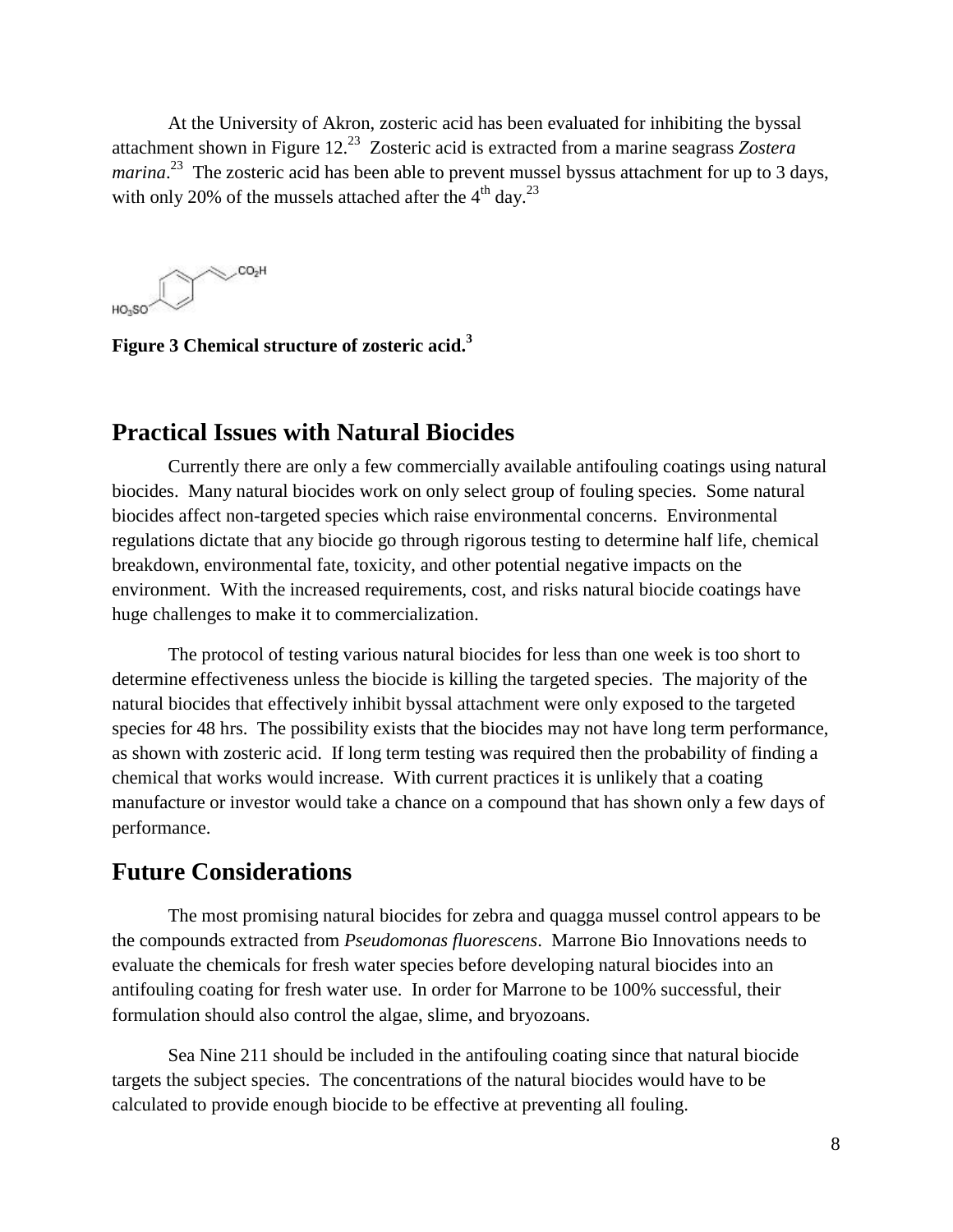At the University of Akron, zosteric acid has been evaluated for inhibiting the byssal attachment shown in Figure 12.[23] Zosteric acid is extracted from a marine seagrass *Zostera marina*.[23] The zosteric acid has been able to prevent mussel byssus attachment for up to 3 days, with only 20% of the mussels attached after the 4th day.[23]

**Figure 3 Chemical structure of zosteric acid.[3]**

## Practical Issues with Natural Biocides

Currently there are only a few commercially available antifouling coatings using natural biocides. Many natural biocides work on only select group of fouling species. Some natural biocides affect non-targeted species which raise environmental concerns. Environmental regulations dictate that any biocide go through rigorous testing to determine half life, chemical breakdown, environmental fate, toxicity, and other potential negative impacts on the environment. With the increased requirements, cost, and risks natural biocide coatings have huge challenges to make it to commercialization.

The protocol of testing various natural biocides for less than one week is too short to determine effectiveness unless the biocide is killing the targeted species. The majority of the natural biocides that effectively inhibit byssal attachment were only exposed to the targeted species for 48 hrs. The possibility exists that the biocides may not have long term performance, as shown with zosteric acid. If long term testing was required then the probability of finding a chemical that works would increase. With current practices it is unlikely that a coating manufacture or investor would take a chance on a compound that has shown only a few days of performance.

## Future Considerations

The most promising natural biocides for zebra and quagga mussel control appears to be the compounds extracted from *Pseudomonas fluorescens*. Marrone Bio Innovations needs to evaluate the chemicals for fresh water species before developing natural biocides into an antifouling coating for fresh water use. In order for Marrone to be 100% successful, their formulation should also control the algae, slime, and bryozoans.

Sea Nine 211 should be included in the antifouling coating since that natural biocide targets the subject species. The concentrations of the natural biocides would have to be calculated to provide enough biocide to be effective at preventing all fouling.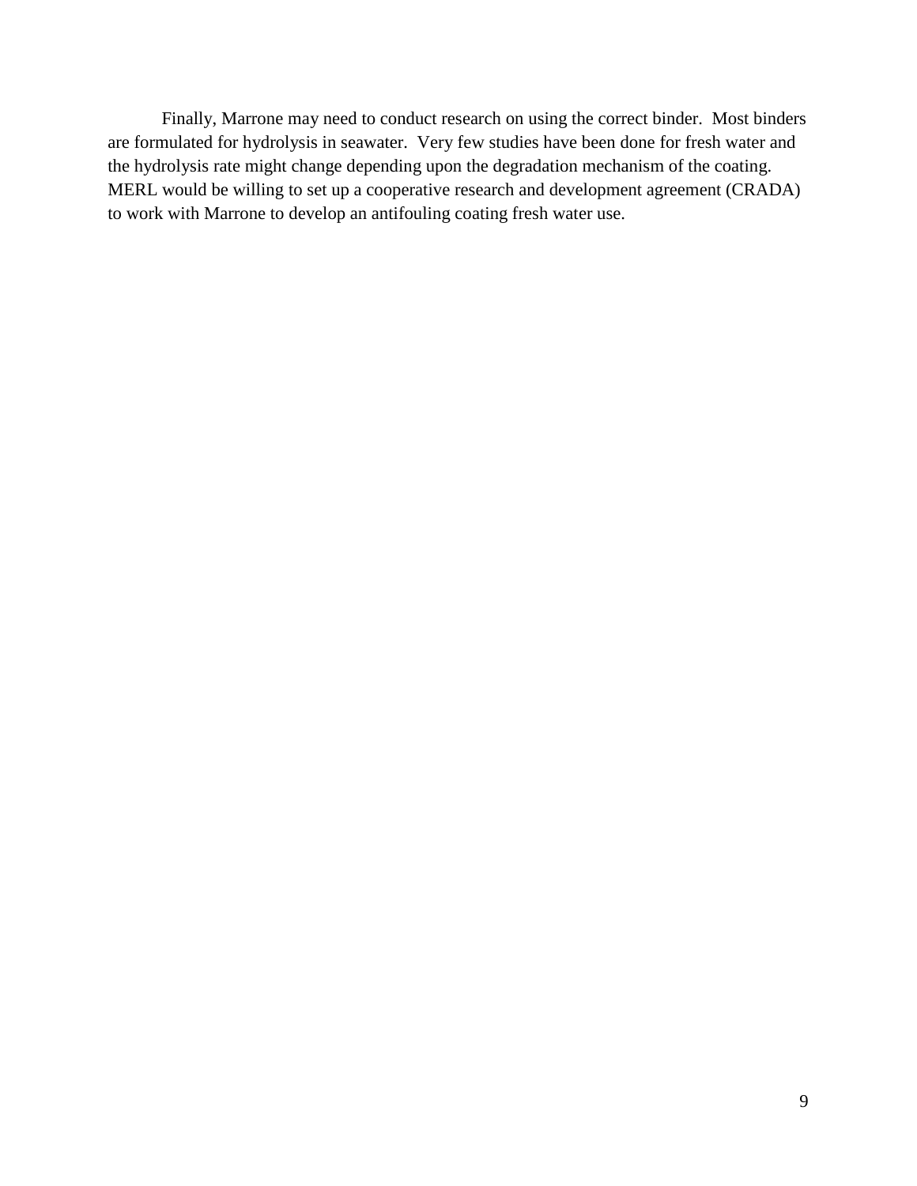Finally, Marrone may need to conduct research on using the correct binder. Most binders are formulated for hydrolysis in seawater. Very few studies have been done for fresh water and the hydrolysis rate might change depending upon the degradation mechanism of the coating. MERL would be willing to set up a cooperative research and development agreement (CRADA) to work with Marrone to develop an antifouling coating fresh water use.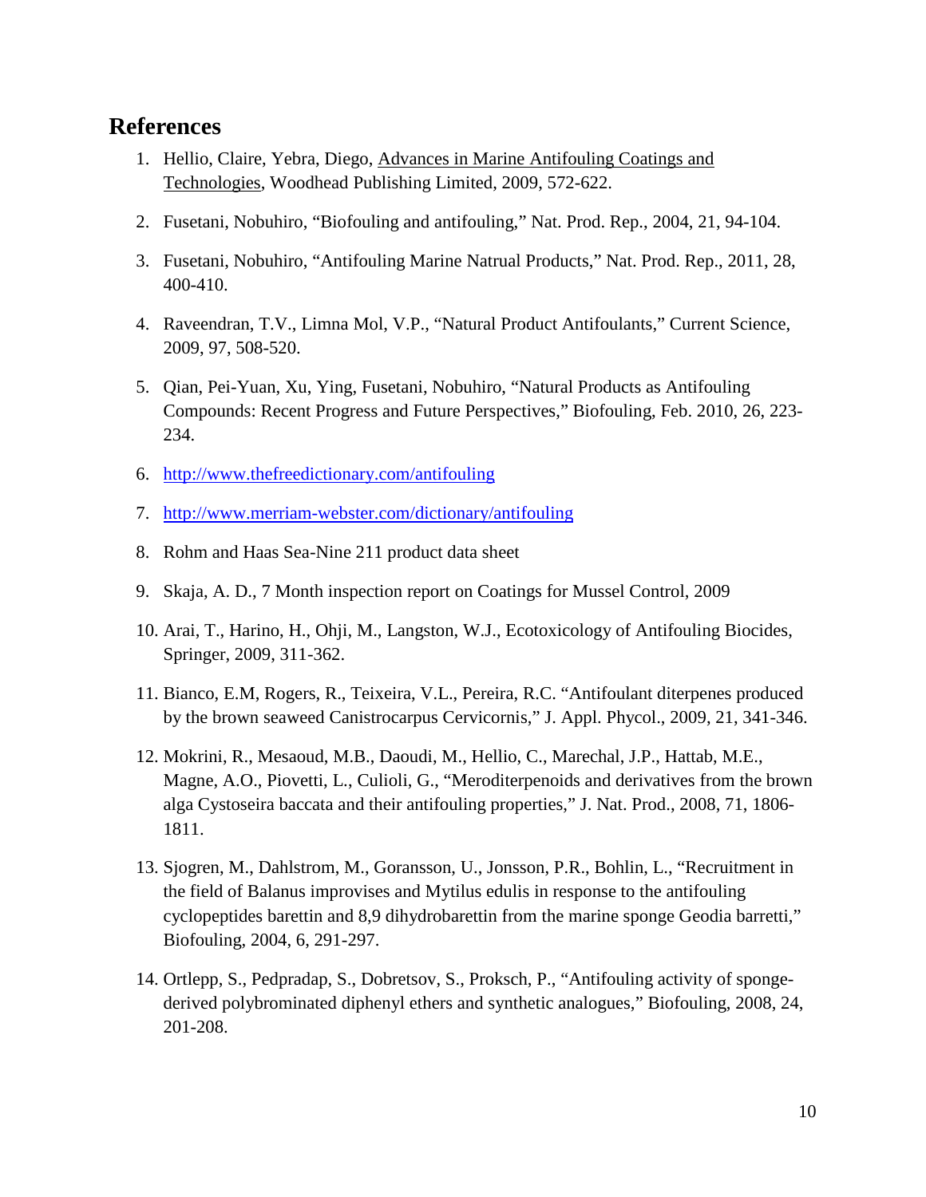## References

1. Hellio, Claire, Yebra, Diego, Advances in Marine Antifouling Coatings and Technologies, Woodhead Publishing Limited, 2009, 572-622.
2. Fusetani, Nobuhiro, "Biofouling and antifouling," Nat. Prod. Rep., 2004, 21, 94-104.
3. Fusetani, Nobuhiro, "Antifouling Marine Natrual Products," Nat. Prod. Rep., 2011, 28, 400-410.
4. Raveendran, T.V., Limna Mol, V.P., "Natural Product Antifoulants," Current Science, 2009, 97, 508-520.
5. Qian, Pei-Yuan, Xu, Ying, Fusetani, Nobuhiro, "Natural Products as Antifouling Compounds: Recent Progress and Future Perspectives," Biofouling, Feb. 2010, 26, 223-234.
6. http://www.thefreedictionary.com/antifouling
7. http://www.merriam-webster.com/dictionary/antifouling
8. Rohm and Haas Sea-Nine 211 product data sheet
9. Skaja, A. D., 7 Month inspection report on Coatings for Mussel Control, 2009
10. Arai, T., Harino, H., Ohji, M., Langston, W.J., Ecotoxicology of Antifouling Biocides, Springer, 2009, 311-362.
11. Bianco, E.M, Rogers, R., Teixeira, V.L., Pereira, R.C. "Antifoulant diterpenes produced by the brown seaweed Canistrocarpus Cervicornis," J. Appl. Phycol., 2009, 21, 341-346.
12. Mokrini, R., Mesaoud, M.B., Daoudi, M., Hellio, C., Marechal, J.P., Hattab, M.E., Magne, A.O., Piovetti, L., Culioli, G., "Meroditerpenoids and derivatives from the brown alga Cystoseira baccata and their antifouling properties," J. Nat. Prod., 2008, 71, 1806-1811.
13. Sjogren, M., Dahlstrom, M., Goransson, U., Jonsson, P.R., Bohlin, L., "Recruitment in the field of Balanus improvises and Mytilus edulis in response to the antifouling cyclopeptides barettin and 8,9 dihydrobarettin from the marine sponge Geodia barretti," Biofouling, 2004, 6, 291-297.
14. Ortlepp, S., Pedpradap, S., Dobretsov, S., Proksch, P., "Antifouling activity of sponge-derived polybrominated diphenyl ethers and synthetic analogues," Biofouling, 2008, 24, 201-208.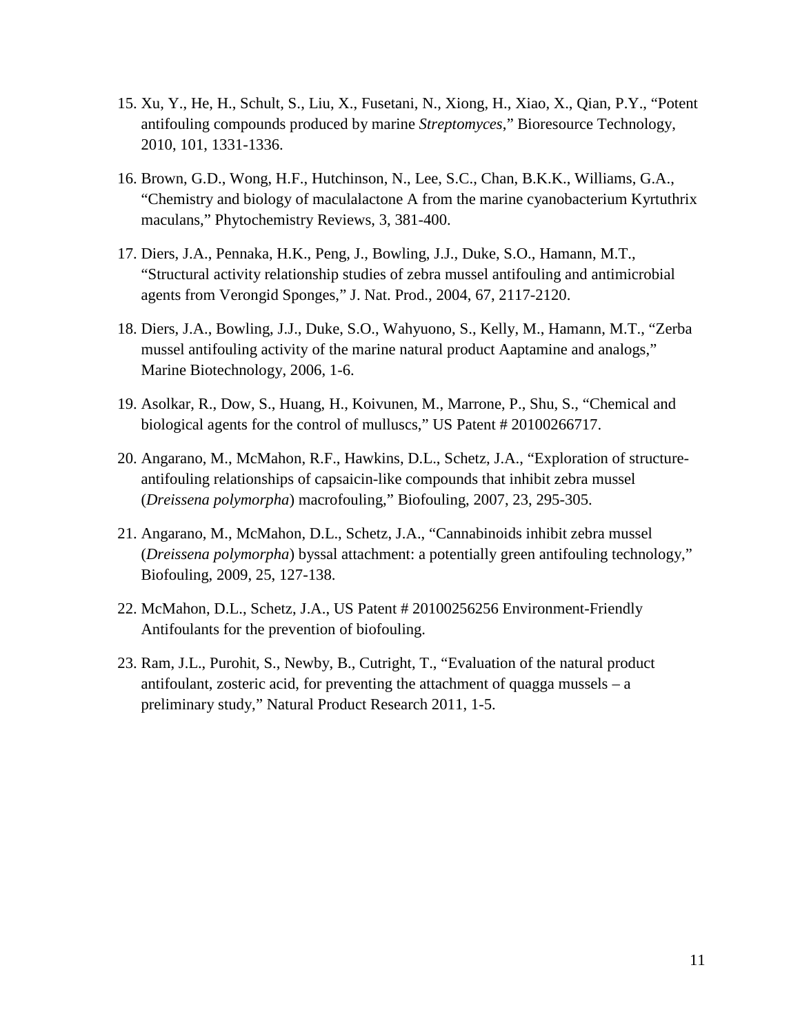15. Xu, Y., He, H., Schult, S., Liu, X., Fusetani, N., Xiong, H., Xiao, X., Qian, P.Y., "Potent antifouling compounds produced by marine *Streptomyces*," Bioresource Technology, 2010, 101, 1331-1336.

16. Brown, G.D., Wong, H.F., Hutchinson, N., Lee, S.C., Chan, B.K.K., Williams, G.A., "Chemistry and biology of maculalactone A from the marine cyanobacterium Kyrtuthrix maculans," Phytochemistry Reviews, 3, 381-400.

17. Diers, J.A., Pennaka, H.K., Peng, J., Bowling, J.J., Duke, S.O., Hamann, M.T., "Structural activity relationship studies of zebra mussel antifouling and antimicrobial agents from Verongid Sponges," J. Nat. Prod., 2004, 67, 2117-2120.

18. Diers, J.A., Bowling, J.J., Duke, S.O., Wahyuono, S., Kelly, M., Hamann, M.T., "Zerba mussel antifouling activity of the marine natural product Aaptamine and analogs," Marine Biotechnology, 2006, 1-6.

19. Asolkar, R., Dow, S., Huang, H., Koivunen, M., Marrone, P., Shu, S., "Chemical and biological agents for the control of mulluscs," US Patent # 20100266717.

20. Angarano, M., McMahon, R.F., Hawkins, D.L., Schetz, J.A., "Exploration of structure-antifouling relationships of capsaicin-like compounds that inhibit zebra mussel (*Dreissena polymorpha*) macrofouling," Biofouling, 2007, 23, 295-305.

21. Angarano, M., McMahon, D.L., Schetz, J.A., "Cannabinoids inhibit zebra mussel (*Dreissena polymorpha*) byssal attachment: a potentially green antifouling technology," Biofouling, 2009, 25, 127-138.

22. McMahon, D.L., Schetz, J.A., US Patent # 20100256256 Environment-Friendly Antifoulants for the prevention of biofouling.

23. Ram, J.L., Purohit, S., Newby, B., Cutright, T., "Evaluation of the natural product antifoulant, zosteric acid, for preventing the attachment of quagga mussels – a preliminary study," Natural Product Research 2011, 1-5.